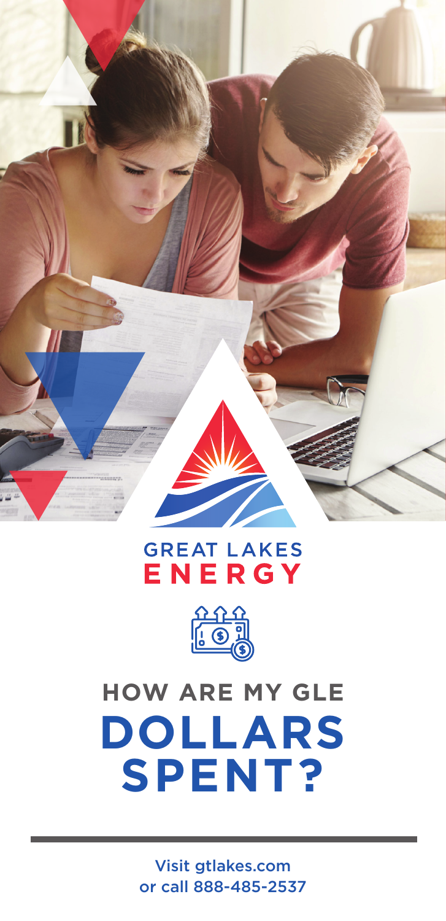GREAT LAKES
ENERGY

# HOW ARE MY GLE DOLLARS SPENT?

Visit gtlakes.com
or call 888-485-2537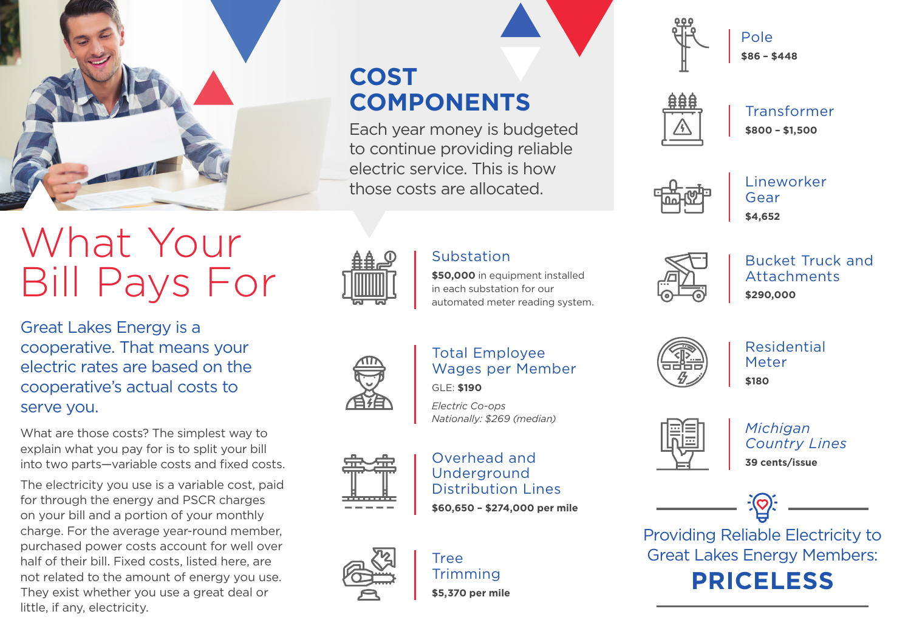# What Your Bill Pays For

Great Lakes Energy is a cooperative. That means your electric rates are based on the cooperative's actual costs to serve you.

What are those costs? The simplest way to explain what you pay for is to split your bill into two parts—variable costs and fixed costs.

The electricity you use is a variable cost, paid for through the energy and PSCR charges on your bill and a portion of your monthly charge. For the average year-round member, purchased power costs account for well over half of their bill. Fixed costs, listed here, are not related to the amount of energy you use. They exist whether you use a great deal or little, if any, electricity.

## COST COMPONENTS

Each year money is budgeted to continue providing reliable electric service. This is how those costs are allocated.

### Substation

**$50,000** in equipment installed in each substation for our automated meter reading system.

### Total Employee Wages per Member

GLE: **$190**

*Electric Co-ops Nationally: $269 (median)*

### Overhead and Underground Distribution Lines

**$60,650 – $274,000 per mile**

### Tree Trimming

**$5,370 per mile**

### Pole

**$86 – $448**

### Transformer

**$800 – $1,500**

### Lineworker Gear

**$4,652**

### Bucket Truck and Attachments

**$290,000**

### Residential Meter

**$180**

### *Michigan Country Lines*

**39 cents/issue**

Providing Reliable Electricity to Great Lakes Energy Members:

**PRICELESS**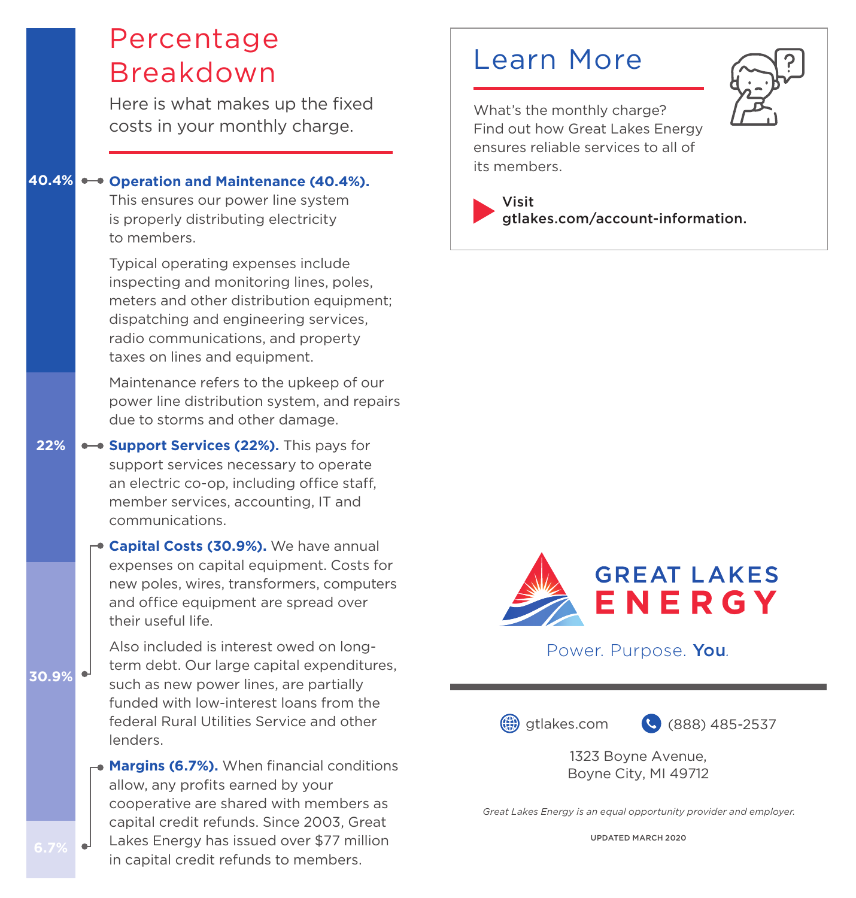# Percentage Breakdown

Here is what makes up the fixed costs in your monthly charge.

40.4%

**Operation and Maintenance (40.4%).** This ensures our power line system is properly distributing electricity to members.

Typical operating expenses include inspecting and monitoring lines, poles, meters and other distribution equipment; dispatching and engineering services, radio communications, and property taxes on lines and equipment.

Maintenance refers to the upkeep of our power line distribution system, and repairs due to storms and other damage.

22%

**Support Services (22%).** This pays for support services necessary to operate an electric co-op, including office staff, member services, accounting, IT and communications.

30.9%

**Capital Costs (30.9%).** We have annual expenses on capital equipment. Costs for new poles, wires, transformers, computers and office equipment are spread over their useful life.

Also included is interest owed on long-term debt. Our large capital expenditures, such as new power lines, are partially funded with low-interest loans from the federal Rural Utilities Service and other lenders.

6.7%

**Margins (6.7%).** When financial conditions allow, any profits earned by your cooperative are shared with members as capital credit refunds. Since 2003, Great Lakes Energy has issued over $77 million in capital credit refunds to members.

## Learn More

What's the monthly charge? Find out how Great Lakes Energy ensures reliable services to all of its members.

**Visit gtlakes.com/account-information.**

GREAT LAKES ENERGY

Power. Purpose. **You**.

gtlakes.com (888) 485-2537

1323 Boyne Avenue,
Boyne City, MI 49712

*Great Lakes Energy is an equal opportunity provider and employer.*

UPDATED MARCH 2020